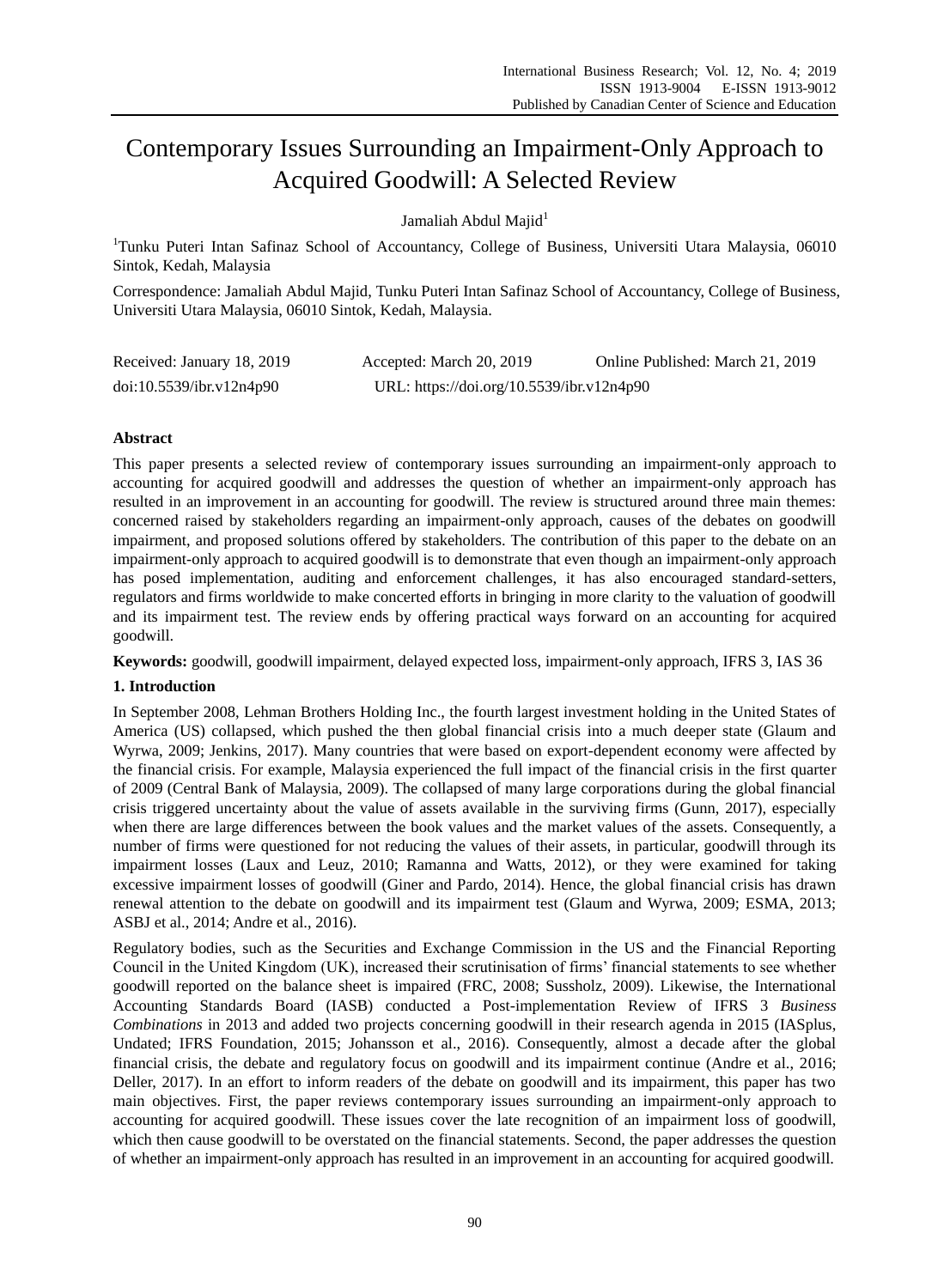# Contemporary Issues Surrounding an Impairment-Only Approach to Acquired Goodwill: A Selected Review

Jamaliah Abdul Majid[1]

[1]Tunku Puteri Intan Safinaz School of Accountancy, College of Business, Universiti Utara Malaysia, 06010 Sintok, Kedah, Malaysia

Correspondence: Jamaliah Abdul Majid, Tunku Puteri Intan Safinaz School of Accountancy, College of Business, Universiti Utara Malaysia, 06010 Sintok, Kedah, Malaysia.

Received: January 18, 2019 Accepted: March 20, 2019 Online Published: March 21, 2019

doi:10.5539/ibr.v12n4p90 URL: https://doi.org/10.5539/ibr.v12n4p90

## Abstract

This paper presents a selected review of contemporary issues surrounding an impairment-only approach to accounting for acquired goodwill and addresses the question of whether an impairment-only approach has resulted in an improvement in an accounting for goodwill. The review is structured around three main themes: concerned raised by stakeholders regarding an impairment-only approach, causes of the debates on goodwill impairment, and proposed solutions offered by stakeholders. The contribution of this paper to the debate on an impairment-only approach to acquired goodwill is to demonstrate that even though an impairment-only approach has posed implementation, auditing and enforcement challenges, it has also encouraged standard-setters, regulators and firms worldwide to make concerted efforts in bringing in more clarity to the valuation of goodwill and its impairment test. The review ends by offering practical ways forward on an accounting for acquired goodwill.

**Keywords:** goodwill, goodwill impairment, delayed expected loss, impairment-only approach, IFRS 3, IAS 36

## 1. Introduction

In September 2008, Lehman Brothers Holding Inc., the fourth largest investment holding in the United States of America (US) collapsed, which pushed the then global financial crisis into a much deeper state (Glaum and Wyrwa, 2009; Jenkins, 2017). Many countries that were based on export-dependent economy were affected by the financial crisis. For example, Malaysia experienced the full impact of the financial crisis in the first quarter of 2009 (Central Bank of Malaysia, 2009). The collapsed of many large corporations during the global financial crisis triggered uncertainty about the value of assets available in the surviving firms (Gunn, 2017), especially when there are large differences between the book values and the market values of the assets. Consequently, a number of firms were questioned for not reducing the values of their assets, in particular, goodwill through its impairment losses (Laux and Leuz, 2010; Ramanna and Watts, 2012), or they were examined for taking excessive impairment losses of goodwill (Giner and Pardo, 2014). Hence, the global financial crisis has drawn renewal attention to the debate on goodwill and its impairment test (Glaum and Wyrwa, 2009; ESMA, 2013; ASBJ et al., 2014; Andre et al., 2016).

Regulatory bodies, such as the Securities and Exchange Commission in the US and the Financial Reporting Council in the United Kingdom (UK), increased their scrutinisation of firms' financial statements to see whether goodwill reported on the balance sheet is impaired (FRC, 2008; Sussholz, 2009). Likewise, the International Accounting Standards Board (IASB) conducted a Post-implementation Review of IFRS 3 *Business Combinations* in 2013 and added two projects concerning goodwill in their research agenda in 2015 (IASplus, Undated; IFRS Foundation, 2015; Johansson et al., 2016). Consequently, almost a decade after the global financial crisis, the debate and regulatory focus on goodwill and its impairment continue (Andre et al., 2016; Deller, 2017). In an effort to inform readers of the debate on goodwill and its impairment, this paper has two main objectives. First, the paper reviews contemporary issues surrounding an impairment-only approach to accounting for acquired goodwill. These issues cover the late recognition of an impairment loss of goodwill, which then cause goodwill to be overstated on the financial statements. Second, the paper addresses the question of whether an impairment-only approach has resulted in an improvement in an accounting for acquired goodwill.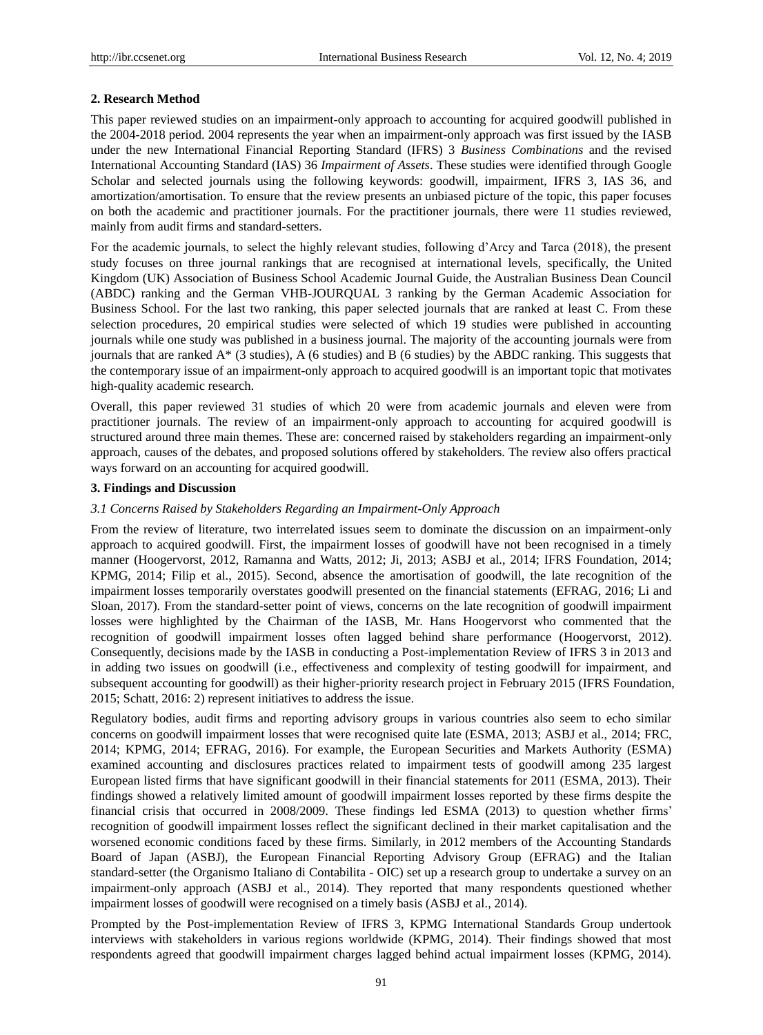## 2. Research Method

This paper reviewed studies on an impairment-only approach to accounting for acquired goodwill published in the 2004-2018 period. 2004 represents the year when an impairment-only approach was first issued by the IASB under the new International Financial Reporting Standard (IFRS) 3 *Business Combinations* and the revised International Accounting Standard (IAS) 36 *Impairment of Assets*. These studies were identified through Google Scholar and selected journals using the following keywords: goodwill, impairment, IFRS 3, IAS 36, and amortization/amortisation. To ensure that the review presents an unbiased picture of the topic, this paper focuses on both the academic and practitioner journals. For the practitioner journals, there were 11 studies reviewed, mainly from audit firms and standard-setters.

For the academic journals, to select the highly relevant studies, following d'Arcy and Tarca (2018), the present study focuses on three journal rankings that are recognised at international levels, specifically, the United Kingdom (UK) Association of Business School Academic Journal Guide, the Australian Business Dean Council (ABDC) ranking and the German VHB-JOURQUAL 3 ranking by the German Academic Association for Business School. For the last two ranking, this paper selected journals that are ranked at least C. From these selection procedures, 20 empirical studies were selected of which 19 studies were published in accounting journals while one study was published in a business journal. The majority of the accounting journals were from journals that are ranked A* (3 studies), A (6 studies) and B (6 studies) by the ABDC ranking. This suggests that the contemporary issue of an impairment-only approach to acquired goodwill is an important topic that motivates high-quality academic research.

Overall, this paper reviewed 31 studies of which 20 were from academic journals and eleven were from practitioner journals. The review of an impairment-only approach to accounting for acquired goodwill is structured around three main themes. These are: concerned raised by stakeholders regarding an impairment-only approach, causes of the debates, and proposed solutions offered by stakeholders. The review also offers practical ways forward on an accounting for acquired goodwill.

## 3. Findings and Discussion

### *3.1 Concerns Raised by Stakeholders Regarding an Impairment-Only Approach*

From the review of literature, two interrelated issues seem to dominate the discussion on an impairment-only approach to acquired goodwill. First, the impairment losses of goodwill have not been recognised in a timely manner (Hoogervorst, 2012, Ramanna and Watts, 2012; Ji, 2013; ASBJ et al., 2014; IFRS Foundation, 2014; KPMG, 2014; Filip et al., 2015). Second, absence the amortisation of goodwill, the late recognition of the impairment losses temporarily overstates goodwill presented on the financial statements (EFRAG, 2016; Li and Sloan, 2017). From the standard-setter point of views, concerns on the late recognition of goodwill impairment losses were highlighted by the Chairman of the IASB, Mr. Hans Hoogervorst who commented that the recognition of goodwill impairment losses often lagged behind share performance (Hoogervorst, 2012). Consequently, decisions made by the IASB in conducting a Post-implementation Review of IFRS 3 in 2013 and in adding two issues on goodwill (i.e., effectiveness and complexity of testing goodwill for impairment, and subsequent accounting for goodwill) as their higher-priority research project in February 2015 (IFRS Foundation, 2015; Schatt, 2016: 2) represent initiatives to address the issue.

Regulatory bodies, audit firms and reporting advisory groups in various countries also seem to echo similar concerns on goodwill impairment losses that were recognised quite late (ESMA, 2013; ASBJ et al., 2014; FRC, 2014; KPMG, 2014; EFRAG, 2016). For example, the European Securities and Markets Authority (ESMA) examined accounting and disclosures practices related to impairment tests of goodwill among 235 largest European listed firms that have significant goodwill in their financial statements for 2011 (ESMA, 2013). Their findings showed a relatively limited amount of goodwill impairment losses reported by these firms despite the financial crisis that occurred in 2008/2009. These findings led ESMA (2013) to question whether firms' recognition of goodwill impairment losses reflect the significant declined in their market capitalisation and the worsened economic conditions faced by these firms. Similarly, in 2012 members of the Accounting Standards Board of Japan (ASBJ), the European Financial Reporting Advisory Group (EFRAG) and the Italian standard-setter (the Organismo Italiano di Contabilita - OIC) set up a research group to undertake a survey on an impairment-only approach (ASBJ et al., 2014). They reported that many respondents questioned whether impairment losses of goodwill were recognised on a timely basis (ASBJ et al., 2014).

Prompted by the Post-implementation Review of IFRS 3, KPMG International Standards Group undertook interviews with stakeholders in various regions worldwide (KPMG, 2014). Their findings showed that most respondents agreed that goodwill impairment charges lagged behind actual impairment losses (KPMG, 2014).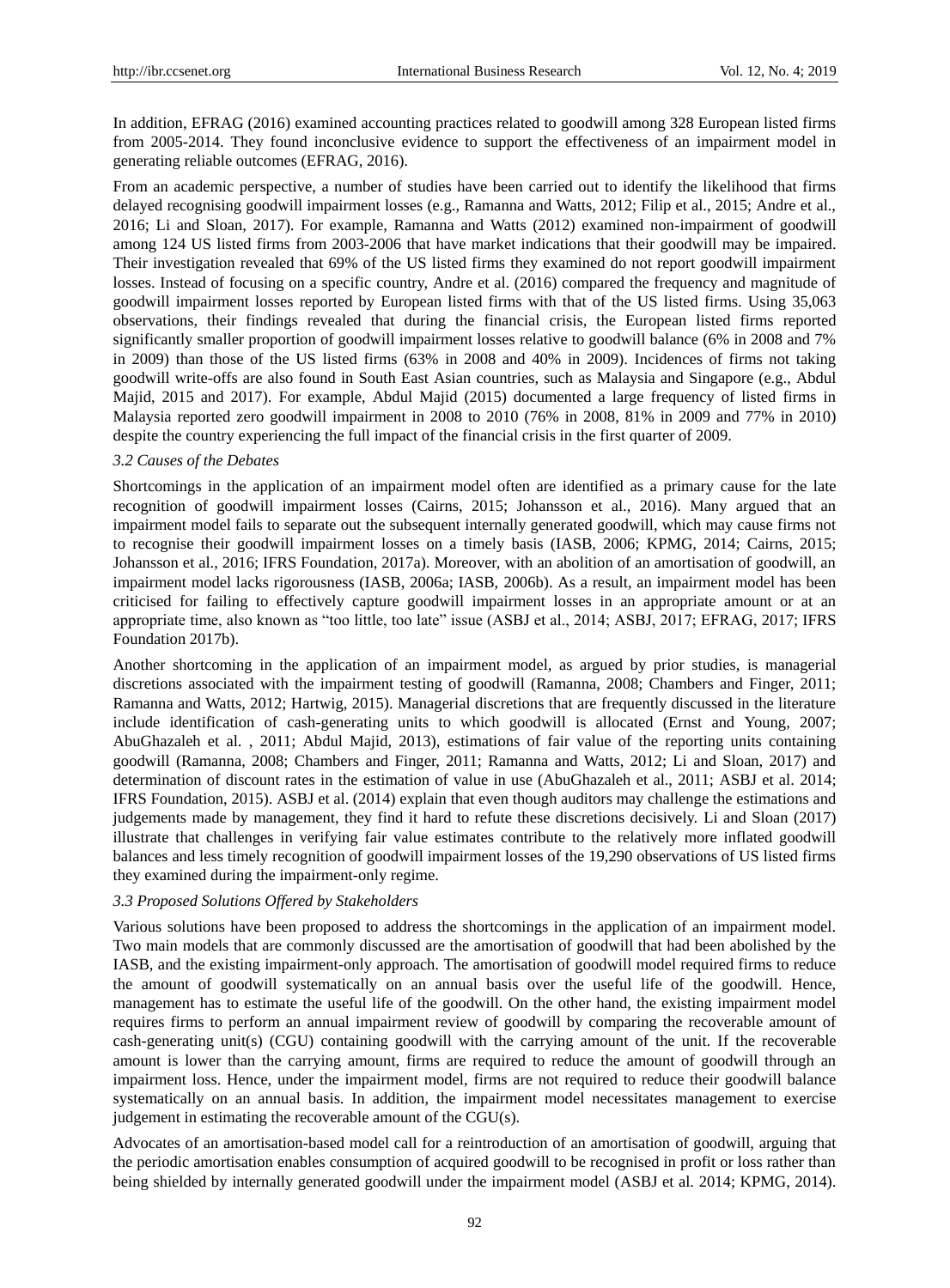In addition, EFRAG (2016) examined accounting practices related to goodwill among 328 European listed firms from 2005-2014. They found inconclusive evidence to support the effectiveness of an impairment model in generating reliable outcomes (EFRAG, 2016).

From an academic perspective, a number of studies have been carried out to identify the likelihood that firms delayed recognising goodwill impairment losses (e.g., Ramanna and Watts, 2012; Filip et al., 2015; Andre et al., 2016; Li and Sloan, 2017). For example, Ramanna and Watts (2012) examined non-impairment of goodwill among 124 US listed firms from 2003-2006 that have market indications that their goodwill may be impaired. Their investigation revealed that 69% of the US listed firms they examined do not report goodwill impairment losses. Instead of focusing on a specific country, Andre et al. (2016) compared the frequency and magnitude of goodwill impairment losses reported by European listed firms with that of the US listed firms. Using 35,063 observations, their findings revealed that during the financial crisis, the European listed firms reported significantly smaller proportion of goodwill impairment losses relative to goodwill balance (6% in 2008 and 7% in 2009) than those of the US listed firms (63% in 2008 and 40% in 2009). Incidences of firms not taking goodwill write-offs are also found in South East Asian countries, such as Malaysia and Singapore (e.g., Abdul Majid, 2015 and 2017). For example, Abdul Majid (2015) documented a large frequency of listed firms in Malaysia reported zero goodwill impairment in 2008 to 2010 (76% in 2008, 81% in 2009 and 77% in 2010) despite the country experiencing the full impact of the financial crisis in the first quarter of 2009.

### *3.2 Causes of the Debates*

Shortcomings in the application of an impairment model often are identified as a primary cause for the late recognition of goodwill impairment losses (Cairns, 2015; Johansson et al., 2016). Many argued that an impairment model fails to separate out the subsequent internally generated goodwill, which may cause firms not to recognise their goodwill impairment losses on a timely basis (IASB, 2006; KPMG, 2014; Cairns, 2015; Johansson et al., 2016; IFRS Foundation, 2017a). Moreover, with an abolition of an amortisation of goodwill, an impairment model lacks rigorousness (IASB, 2006a; IASB, 2006b). As a result, an impairment model has been criticised for failing to effectively capture goodwill impairment losses in an appropriate amount or at an appropriate time, also known as "too little, too late" issue (ASBJ et al., 2014; ASBJ, 2017; EFRAG, 2017; IFRS Foundation 2017b).

Another shortcoming in the application of an impairment model, as argued by prior studies, is managerial discretions associated with the impairment testing of goodwill (Ramanna, 2008; Chambers and Finger, 2011; Ramanna and Watts, 2012; Hartwig, 2015). Managerial discretions that are frequently discussed in the literature include identification of cash-generating units to which goodwill is allocated (Ernst and Young, 2007; AbuGhazaleh et al. , 2011; Abdul Majid, 2013), estimations of fair value of the reporting units containing goodwill (Ramanna, 2008; Chambers and Finger, 2011; Ramanna and Watts, 2012; Li and Sloan, 2017) and determination of discount rates in the estimation of value in use (AbuGhazaleh et al., 2011; ASBJ et al. 2014; IFRS Foundation, 2015). ASBJ et al. (2014) explain that even though auditors may challenge the estimations and judgements made by management, they find it hard to refute these discretions decisively. Li and Sloan (2017) illustrate that challenges in verifying fair value estimates contribute to the relatively more inflated goodwill balances and less timely recognition of goodwill impairment losses of the 19,290 observations of US listed firms they examined during the impairment-only regime.

### *3.3 Proposed Solutions Offered by Stakeholders*

Various solutions have been proposed to address the shortcomings in the application of an impairment model. Two main models that are commonly discussed are the amortisation of goodwill that had been abolished by the IASB, and the existing impairment-only approach. The amortisation of goodwill model required firms to reduce the amount of goodwill systematically on an annual basis over the useful life of the goodwill. Hence, management has to estimate the useful life of the goodwill. On the other hand, the existing impairment model requires firms to perform an annual impairment review of goodwill by comparing the recoverable amount of cash-generating unit(s) (CGU) containing goodwill with the carrying amount of the unit. If the recoverable amount is lower than the carrying amount, firms are required to reduce the amount of goodwill through an impairment loss. Hence, under the impairment model, firms are not required to reduce their goodwill balance systematically on an annual basis. In addition, the impairment model necessitates management to exercise judgement in estimating the recoverable amount of the CGU(s).

Advocates of an amortisation-based model call for a reintroduction of an amortisation of goodwill, arguing that the periodic amortisation enables consumption of acquired goodwill to be recognised in profit or loss rather than being shielded by internally generated goodwill under the impairment model (ASBJ et al. 2014; KPMG, 2014).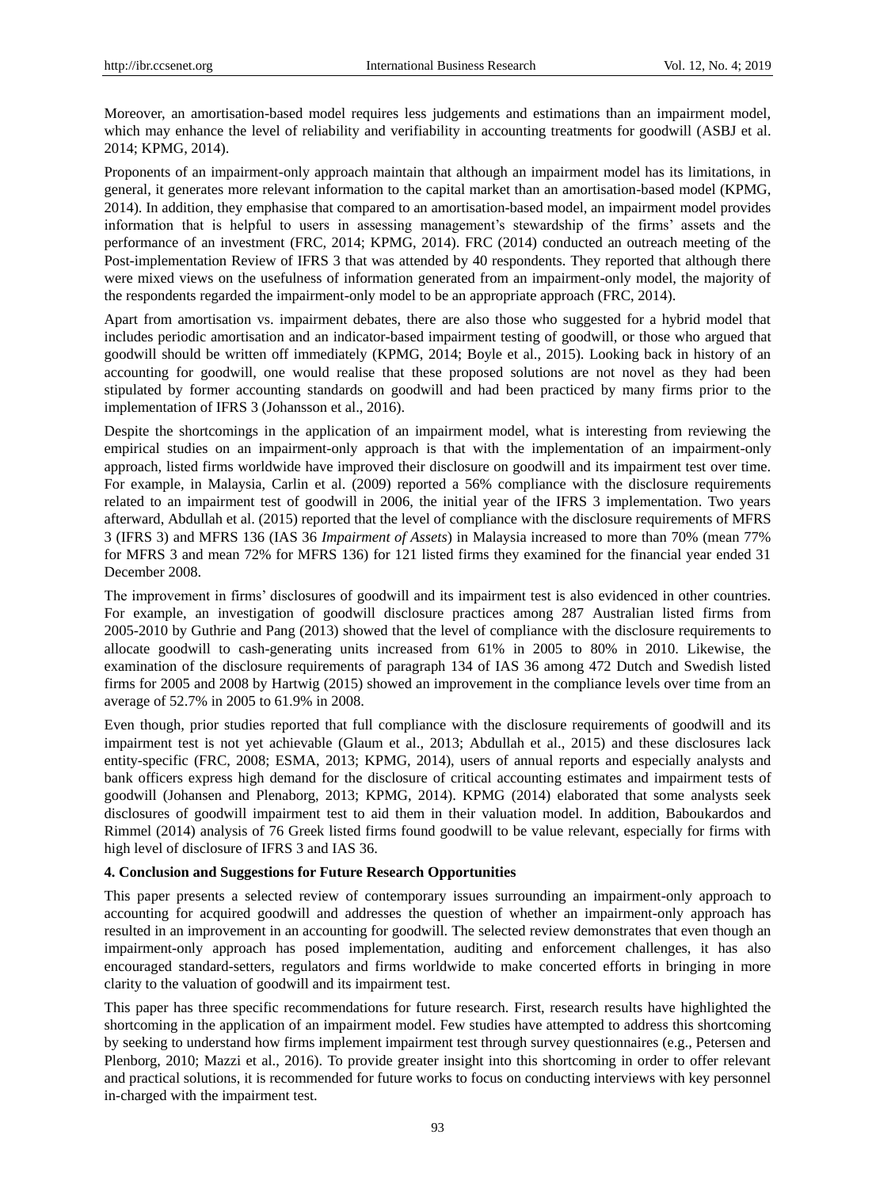Moreover, an amortisation-based model requires less judgements and estimations than an impairment model, which may enhance the level of reliability and verifiability in accounting treatments for goodwill (ASBJ et al. 2014; KPMG, 2014).

Proponents of an impairment-only approach maintain that although an impairment model has its limitations, in general, it generates more relevant information to the capital market than an amortisation-based model (KPMG, 2014). In addition, they emphasise that compared to an amortisation-based model, an impairment model provides information that is helpful to users in assessing management's stewardship of the firms' assets and the performance of an investment (FRC, 2014; KPMG, 2014). FRC (2014) conducted an outreach meeting of the Post-implementation Review of IFRS 3 that was attended by 40 respondents. They reported that although there were mixed views on the usefulness of information generated from an impairment-only model, the majority of the respondents regarded the impairment-only model to be an appropriate approach (FRC, 2014).

Apart from amortisation vs. impairment debates, there are also those who suggested for a hybrid model that includes periodic amortisation and an indicator-based impairment testing of goodwill, or those who argued that goodwill should be written off immediately (KPMG, 2014; Boyle et al., 2015). Looking back in history of an accounting for goodwill, one would realise that these proposed solutions are not novel as they had been stipulated by former accounting standards on goodwill and had been practiced by many firms prior to the implementation of IFRS 3 (Johansson et al., 2016).

Despite the shortcomings in the application of an impairment model, what is interesting from reviewing the empirical studies on an impairment-only approach is that with the implementation of an impairment-only approach, listed firms worldwide have improved their disclosure on goodwill and its impairment test over time. For example, in Malaysia, Carlin et al. (2009) reported a 56% compliance with the disclosure requirements related to an impairment test of goodwill in 2006, the initial year of the IFRS 3 implementation. Two years afterward, Abdullah et al. (2015) reported that the level of compliance with the disclosure requirements of MFRS 3 (IFRS 3) and MFRS 136 (IAS 36 *Impairment of Assets*) in Malaysia increased to more than 70% (mean 77% for MFRS 3 and mean 72% for MFRS 136) for 121 listed firms they examined for the financial year ended 31 December 2008.

The improvement in firms' disclosures of goodwill and its impairment test is also evidenced in other countries. For example, an investigation of goodwill disclosure practices among 287 Australian listed firms from 2005-2010 by Guthrie and Pang (2013) showed that the level of compliance with the disclosure requirements to allocate goodwill to cash-generating units increased from 61% in 2005 to 80% in 2010. Likewise, the examination of the disclosure requirements of paragraph 134 of IAS 36 among 472 Dutch and Swedish listed firms for 2005 and 2008 by Hartwig (2015) showed an improvement in the compliance levels over time from an average of 52.7% in 2005 to 61.9% in 2008.

Even though, prior studies reported that full compliance with the disclosure requirements of goodwill and its impairment test is not yet achievable (Glaum et al., 2013; Abdullah et al., 2015) and these disclosures lack entity-specific (FRC, 2008; ESMA, 2013; KPMG, 2014), users of annual reports and especially analysts and bank officers express high demand for the disclosure of critical accounting estimates and impairment tests of goodwill (Johansen and Plenaborg, 2013; KPMG, 2014). KPMG (2014) elaborated that some analysts seek disclosures of goodwill impairment test to aid them in their valuation model. In addition, Baboukardos and Rimmel (2014) analysis of 76 Greek listed firms found goodwill to be value relevant, especially for firms with high level of disclosure of IFRS 3 and IAS 36.

### 4. Conclusion and Suggestions for Future Research Opportunities

This paper presents a selected review of contemporary issues surrounding an impairment-only approach to accounting for acquired goodwill and addresses the question of whether an impairment-only approach has resulted in an improvement in an accounting for goodwill. The selected review demonstrates that even though an impairment-only approach has posed implementation, auditing and enforcement challenges, it has also encouraged standard-setters, regulators and firms worldwide to make concerted efforts in bringing in more clarity to the valuation of goodwill and its impairment test.

This paper has three specific recommendations for future research. First, research results have highlighted the shortcoming in the application of an impairment model. Few studies have attempted to address this shortcoming by seeking to understand how firms implement impairment test through survey questionnaires (e.g., Petersen and Plenborg, 2010; Mazzi et al., 2016). To provide greater insight into this shortcoming in order to offer relevant and practical solutions, it is recommended for future works to focus on conducting interviews with key personnel in-charged with the impairment test.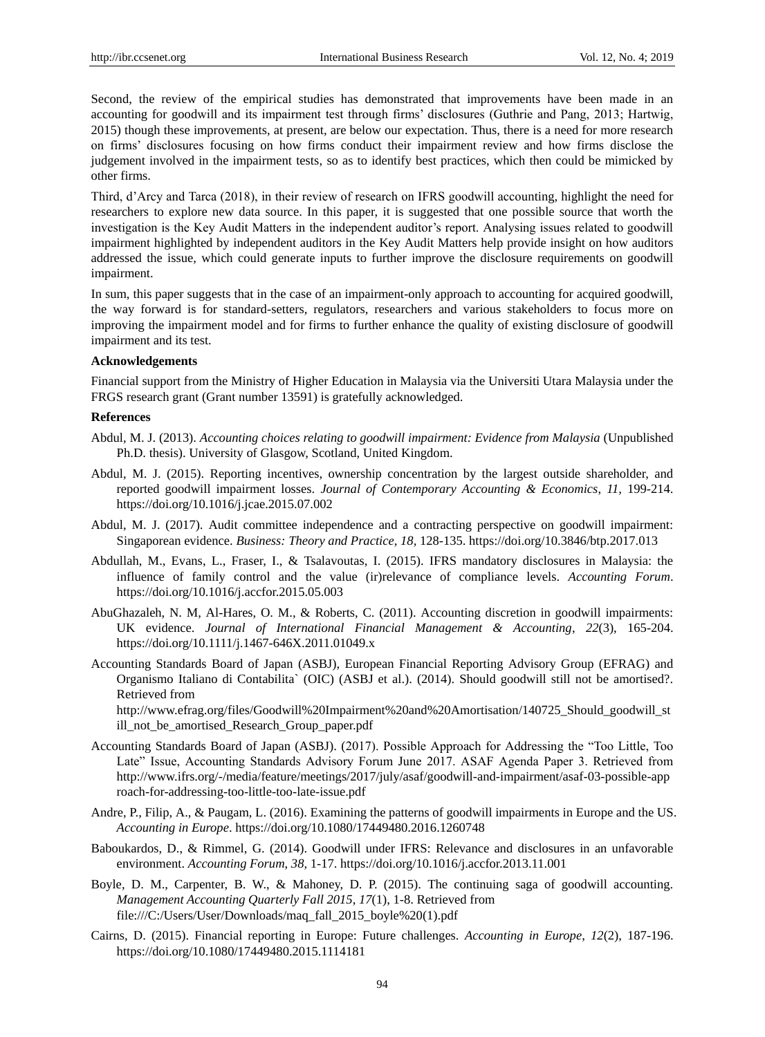Second, the review of the empirical studies has demonstrated that improvements have been made in an accounting for goodwill and its impairment test through firms' disclosures (Guthrie and Pang, 2013; Hartwig, 2015) though these improvements, at present, are below our expectation. Thus, there is a need for more research on firms' disclosures focusing on how firms conduct their impairment review and how firms disclose the judgement involved in the impairment tests, so as to identify best practices, which then could be mimicked by other firms.

Third, d'Arcy and Tarca (2018), in their review of research on IFRS goodwill accounting, highlight the need for researchers to explore new data source. In this paper, it is suggested that one possible source that worth the investigation is the Key Audit Matters in the independent auditor's report. Analysing issues related to goodwill impairment highlighted by independent auditors in the Key Audit Matters help provide insight on how auditors addressed the issue, which could generate inputs to further improve the disclosure requirements on goodwill impairment.

In sum, this paper suggests that in the case of an impairment-only approach to accounting for acquired goodwill, the way forward is for standard-setters, regulators, researchers and various stakeholders to focus more on improving the impairment model and for firms to further enhance the quality of existing disclosure of goodwill impairment and its test.

**Acknowledgements**

Financial support from the Ministry of Higher Education in Malaysia via the Universiti Utara Malaysia under the FRGS research grant (Grant number 13591) is gratefully acknowledged.

**References**

Abdul, M. J. (2013). *Accounting choices relating to goodwill impairment: Evidence from Malaysia* (Unpublished Ph.D. thesis). University of Glasgow, Scotland, United Kingdom.

Abdul, M. J. (2015). Reporting incentives, ownership concentration by the largest outside shareholder, and reported goodwill impairment losses. *Journal of Contemporary Accounting & Economics, 11,* 199-214. https://doi.org/10.1016/j.jcae.2015.07.002

Abdul, M. J. (2017). Audit committee independence and a contracting perspective on goodwill impairment: Singaporean evidence. *Business: Theory and Practice, 18,* 128-135. https://doi.org/10.3846/btp.2017.013

Abdullah, M., Evans, L., Fraser, I., & Tsalavoutas, I. (2015). IFRS mandatory disclosures in Malaysia: the influence of family control and the value (ir)relevance of compliance levels. *Accounting Forum*. https://doi.org/10.1016/j.accfor.2015.05.003

AbuGhazaleh, N. M, Al-Hares, O. M., & Roberts, C. (2011). Accounting discretion in goodwill impairments: UK evidence. *Journal of International Financial Management & Accounting*, *22*(3), 165-204. https://doi.org/10.1111/j.1467-646X.2011.01049.x

Accounting Standards Board of Japan (ASBJ), European Financial Reporting Advisory Group (EFRAG) and Organismo Italiano di Contabilita` (OIC) (ASBJ et al.). (2014). Should goodwill still not be amortised?. Retrieved from http://www.efrag.org/files/Goodwill%20Impairment%20and%20Amortisation/140725_Should_goodwill_still_not_be_amortised_Research_Group_paper.pdf

Accounting Standards Board of Japan (ASBJ). (2017). Possible Approach for Addressing the "Too Little, Too Late" Issue, Accounting Standards Advisory Forum June 2017. ASAF Agenda Paper 3. Retrieved from http://www.ifrs.org/-/media/feature/meetings/2017/july/asaf/goodwill-and-impairment/asaf-03-possible-approach-for-addressing-too-little-too-late-issue.pdf

Andre, P., Filip, A., & Paugam, L. (2016). Examining the patterns of goodwill impairments in Europe and the US. *Accounting in Europe*. https://doi.org/10.1080/17449480.2016.1260748

Baboukardos, D., & Rimmel, G. (2014). Goodwill under IFRS: Relevance and disclosures in an unfavorable environment. *Accounting Forum*, *38,* 1-17. https://doi.org/10.1016/j.accfor.2013.11.001

Boyle, D. M., Carpenter, B. W., & Mahoney, D. P. (2015). The continuing saga of goodwill accounting. *Management Accounting Quarterly Fall 2015, 17*(1), 1-8. Retrieved from file:///C:/Users/User/Downloads/maq_fall_2015_boyle%20(1).pdf

Cairns, D. (2015). Financial reporting in Europe: Future challenges. *Accounting in Europe*, *12*(2), 187-196. https://doi.org/10.1080/17449480.2015.1114181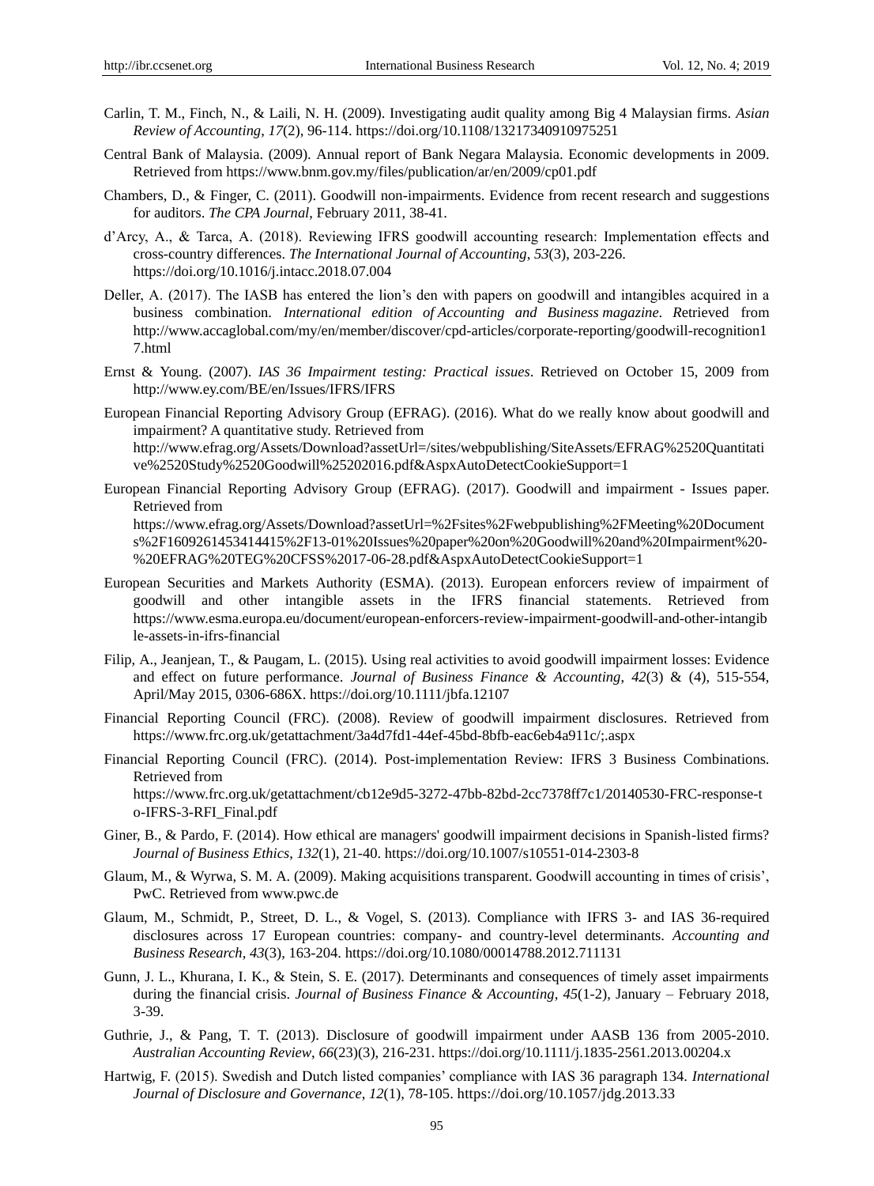Carlin, T. M., Finch, N., & Laili, N. H. (2009). Investigating audit quality among Big 4 Malaysian firms. *Asian Review of Accounting*, *17*(2), 96-114. https://doi.org/10.1108/13217340910975251

Central Bank of Malaysia. (2009). Annual report of Bank Negara Malaysia. Economic developments in 2009. Retrieved from https://www.bnm.gov.my/files/publication/ar/en/2009/cp01.pdf

Chambers, D., & Finger, C. (2011). Goodwill non-impairments. Evidence from recent research and suggestions for auditors. *The CPA Journal*, February 2011, 38-41.

d'Arcy, A., & Tarca, A. (2018). Reviewing IFRS goodwill accounting research: Implementation effects and cross-country differences. *The International Journal of Accounting*, *53*(3), 203-226. https://doi.org/10.1016/j.intacc.2018.07.004

Deller, A. (2017). The IASB has entered the lion's den with papers on goodwill and intangibles acquired in a business combination. *International edition of Accounting and Business magazine. R*etrieved from http://www.accaglobal.com/my/en/member/discover/cpd-articles/corporate-reporting/goodwill-recognition17.html

Ernst & Young. (2007). *IAS 36 Impairment testing: Practical issues*. Retrieved on October 15, 2009 from http://www.ey.com/BE/en/Issues/IFRS/IFRS

European Financial Reporting Advisory Group (EFRAG). (2016). What do we really know about goodwill and impairment? A quantitative study. Retrieved from http://www.efrag.org/Assets/Download?assetUrl=/sites/webpublishing/SiteAssets/EFRAG%2520Quantitative%2520Study%2520Goodwill%25202016.pdf&AspxAutoDetectCookieSupport=1

European Financial Reporting Advisory Group (EFRAG). (2017). Goodwill and impairment - Issues paper. Retrieved from https://www.efrag.org/Assets/Download?assetUrl=%2Fsites%2Fwebpublishing%2FMeeting%20Documents%2F1609261453414415%2F13-01%20Issues%20paper%20on%20Goodwill%20and%20Impairment%20-%20EFRAG%20TEG%20CFSS%2017-06-28.pdf&AspxAutoDetectCookieSupport=1

European Securities and Markets Authority (ESMA). (2013). European enforcers review of impairment of goodwill and other intangible assets in the IFRS financial statements. Retrieved from https://www.esma.europa.eu/document/european-enforcers-review-impairment-goodwill-and-other-intangible-assets-in-ifrs-financial

Filip, A., Jeanjean, T., & Paugam, L. (2015). Using real activities to avoid goodwill impairment losses: Evidence and effect on future performance. *Journal of Business Finance & Accounting*, *42*(3) & (4), 515-554, April/May 2015, 0306-686X. https://doi.org/10.1111/jbfa.12107

Financial Reporting Council (FRC). (2008). Review of goodwill impairment disclosures. Retrieved from https://www.frc.org.uk/getattachment/3a4d7fd1-44ef-45bd-8bfb-eac6eb4a911c/;.aspx

Financial Reporting Council (FRC). (2014). Post-implementation Review: IFRS 3 Business Combinations. Retrieved from https://www.frc.org.uk/getattachment/cb12e9d5-3272-47bb-82bd-2cc7378ff7c1/20140530-FRC-response-to-IFRS-3-RFI_Final.pdf

Giner, B., & Pardo, F. (2014). How ethical are managers' goodwill impairment decisions in Spanish-listed firms? *Journal of Business Ethics*, *132*(1), 21-40. https://doi.org/10.1007/s10551-014-2303-8

Glaum, M., & Wyrwa, S. M. A. (2009). Making acquisitions transparent. Goodwill accounting in times of crisis', PwC. Retrieved from www.pwc.de

Glaum, M., Schmidt, P., Street, D. L., & Vogel, S. (2013). Compliance with IFRS 3- and IAS 36-required disclosures across 17 European countries: company- and country-level determinants. *Accounting and Business Research*, *43*(3), 163-204. https://doi.org/10.1080/00014788.2012.711131

Gunn, J. L., Khurana, I. K., & Stein, S. E. (2017). Determinants and consequences of timely asset impairments during the financial crisis. *Journal of Business Finance & Accounting*, *45*(1-2), January – February 2018, 3-39.

Guthrie, J., & Pang, T. T. (2013). Disclosure of goodwill impairment under AASB 136 from 2005-2010. *Australian Accounting Review*, *66*(23)(3), 216-231. https://doi.org/10.1111/j.1835-2561.2013.00204.x

Hartwig, F. (2015). Swedish and Dutch listed companies' compliance with IAS 36 paragraph 134. *International Journal of Disclosure and Governance*, *12*(1), 78-105. https://doi.org/10.1057/jdg.2013.33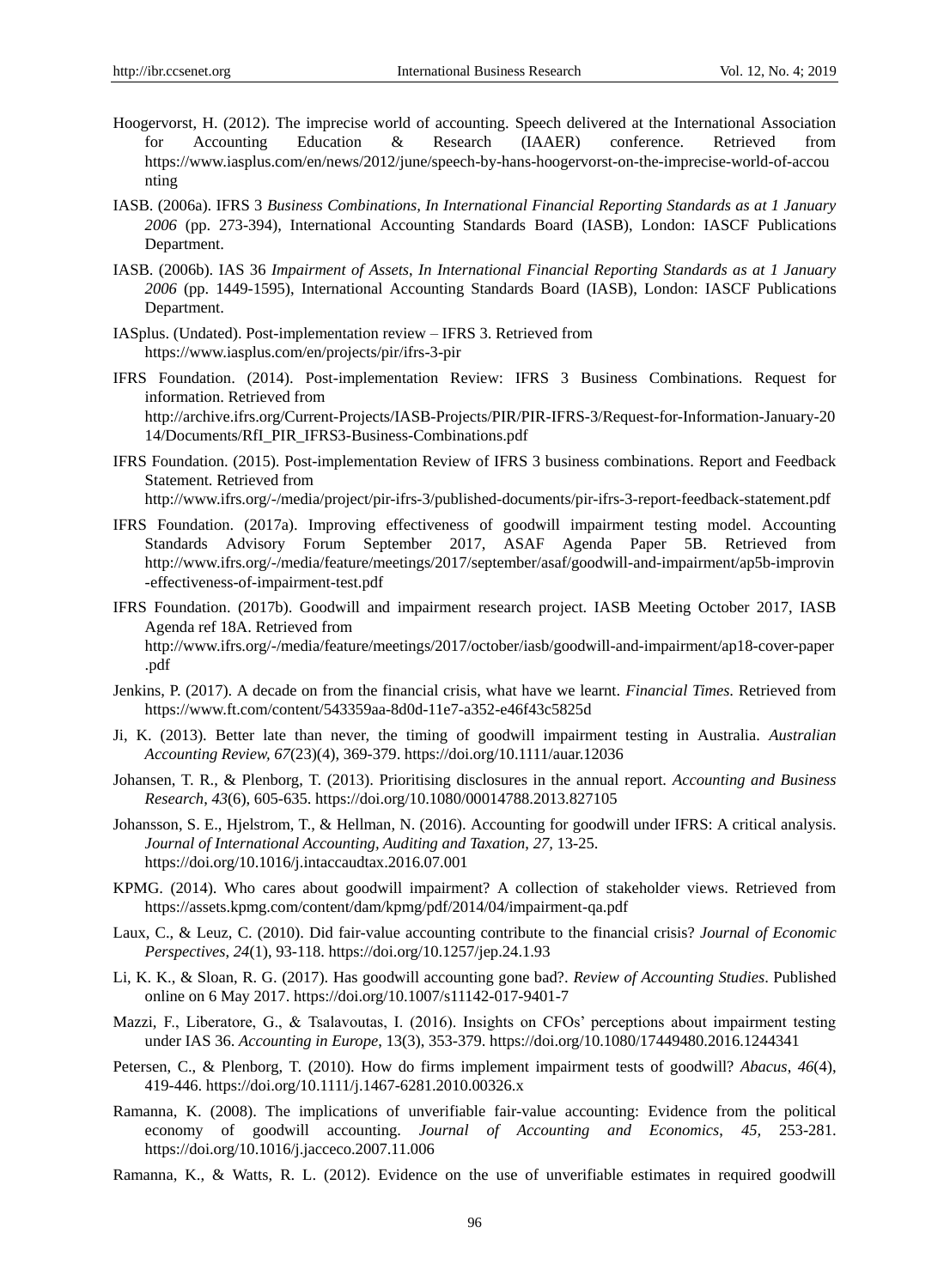Hoogervorst, H. (2012). The imprecise world of accounting. Speech delivered at the International Association for Accounting Education & Research (IAAER) conference. Retrieved from https://www.iasplus.com/en/news/2012/june/speech-by-hans-hoogervorst-on-the-imprecise-world-of-accounting

IASB. (2006a). IFRS 3 *Business Combinations, In International Financial Reporting Standards as at 1 January 2006* (pp. 273-394), International Accounting Standards Board (IASB), London: IASCF Publications Department.

IASB. (2006b). IAS 36 *Impairment of Assets, In International Financial Reporting Standards as at 1 January 2006* (pp. 1449-1595), International Accounting Standards Board (IASB), London: IASCF Publications Department.

IASplus. (Undated). Post-implementation review – IFRS 3. Retrieved from https://www.iasplus.com/en/projects/pir/ifrs-3-pir

IFRS Foundation. (2014). Post-implementation Review: IFRS 3 Business Combinations. Request for information. Retrieved from http://archive.ifrs.org/Current-Projects/IASB-Projects/PIR/PIR-IFRS-3/Request-for-Information-January-2014/Documents/RfI_PIR_IFRS3-Business-Combinations.pdf

IFRS Foundation. (2015). Post-implementation Review of IFRS 3 business combinations. Report and Feedback Statement. Retrieved from http://www.ifrs.org/-/media/project/pir-ifrs-3/published-documents/pir-ifrs-3-report-feedback-statement.pdf

IFRS Foundation. (2017a). Improving effectiveness of goodwill impairment testing model. Accounting Standards Advisory Forum September 2017, ASAF Agenda Paper 5B. Retrieved from http://www.ifrs.org/-/media/feature/meetings/2017/september/asaf/goodwill-and-impairment/ap5b-improvin-effectiveness-of-impairment-test.pdf

IFRS Foundation. (2017b). Goodwill and impairment research project. IASB Meeting October 2017, IASB Agenda ref 18A. Retrieved from http://www.ifrs.org/-/media/feature/meetings/2017/october/iasb/goodwill-and-impairment/ap18-cover-paper.pdf

Jenkins, P. (2017). A decade on from the financial crisis, what have we learnt. *Financial Times*. Retrieved from https://www.ft.com/content/543359aa-8d0d-11e7-a352-e46f43c5825d

Ji, K. (2013). Better late than never, the timing of goodwill impairment testing in Australia. *Australian Accounting Review, 67*(23)(4), 369-379. https://doi.org/10.1111/auar.12036

Johansen, T. R., & Plenborg, T. (2013). Prioritising disclosures in the annual report. *Accounting and Business Research*, *43*(6), 605-635. https://doi.org/10.1080/00014788.2013.827105

Johansson, S. E., Hjelstrom, T., & Hellman, N. (2016). Accounting for goodwill under IFRS: A critical analysis. *Journal of International Accounting, Auditing and Taxation*, *27*, 13-25. https://doi.org/10.1016/j.intaccaudtax.2016.07.001

KPMG. (2014). Who cares about goodwill impairment? A collection of stakeholder views. Retrieved from https://assets.kpmg.com/content/dam/kpmg/pdf/2014/04/impairment-qa.pdf

Laux, C., & Leuz, C. (2010). Did fair-value accounting contribute to the financial crisis? *Journal of Economic Perspectives*, *24*(1), 93-118. https://doi.org/10.1257/jep.24.1.93

Li, K. K., & Sloan, R. G. (2017). Has goodwill accounting gone bad?. *Review of Accounting Studies*. Published online on 6 May 2017. https://doi.org/10.1007/s11142-017-9401-7

Mazzi, F., Liberatore, G., & Tsalavoutas, I. (2016). Insights on CFOs' perceptions about impairment testing under IAS 36. *Accounting in Europe*, 13(3), 353-379. https://doi.org/10.1080/17449480.2016.1244341

Petersen, C., & Plenborg, T. (2010). How do firms implement impairment tests of goodwill? *Abacus*, *46*(4), 419-446. https://doi.org/10.1111/j.1467-6281.2010.00326.x

Ramanna, K. (2008). The implications of unverifiable fair-value accounting: Evidence from the political economy of goodwill accounting. *Journal of Accounting and Economics*, *45*, 253-281. https://doi.org/10.1016/j.jacceco.2007.11.006

Ramanna, K., & Watts, R. L. (2012). Evidence on the use of unverifiable estimates in required goodwill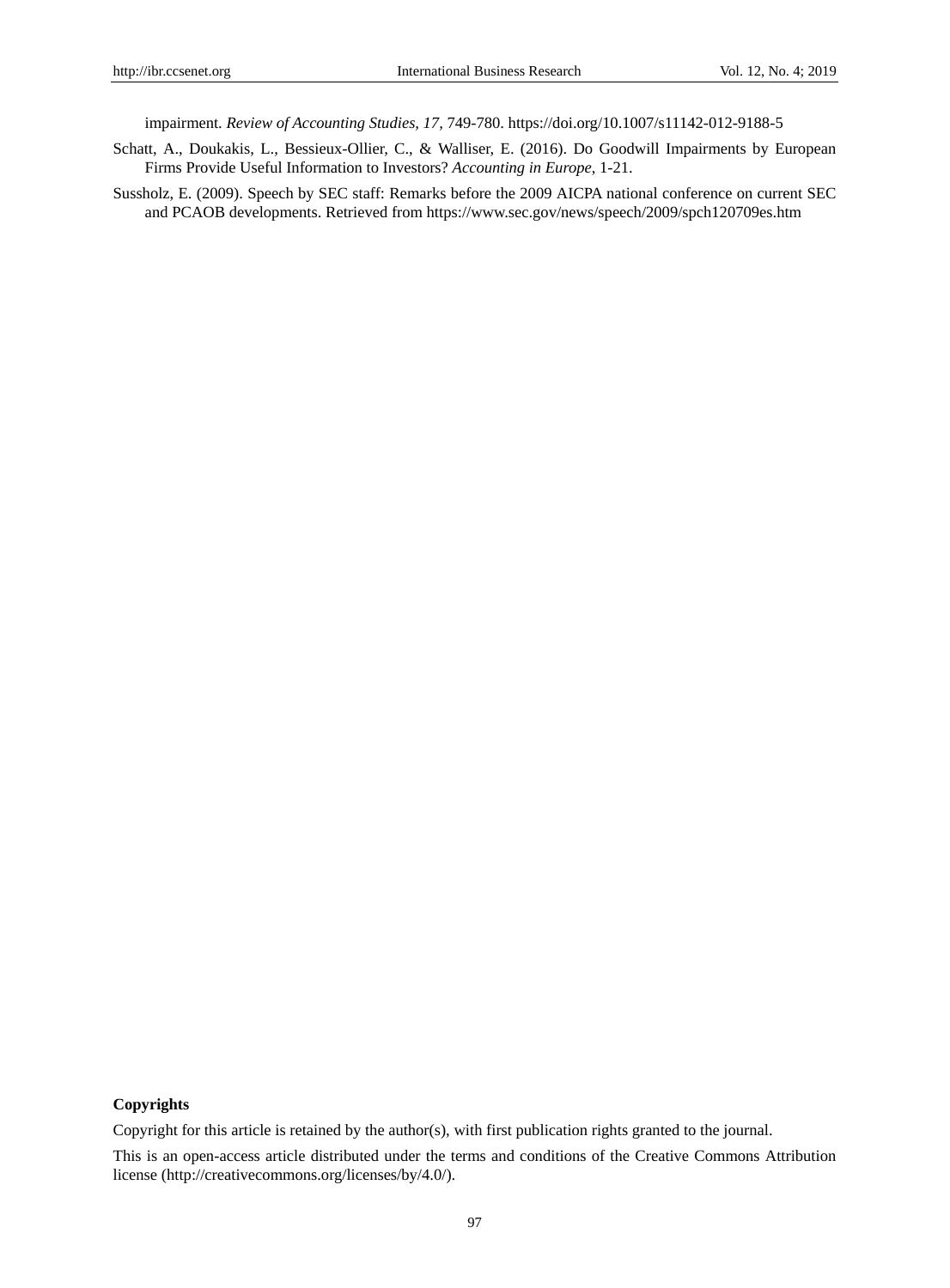impairment. *Review of Accounting Studies*, *17*, 749-780. https://doi.org/10.1007/s11142-012-9188-5

Schatt, A., Doukakis, L., Bessieux-Ollier, C., & Walliser, E. (2016). Do Goodwill Impairments by European Firms Provide Useful Information to Investors? *Accounting in Europe*, 1-21.

Sussholz, E. (2009). Speech by SEC staff: Remarks before the 2009 AICPA national conference on current SEC and PCAOB developments. Retrieved from https://www.sec.gov/news/speech/2009/spch120709es.htm

**Copyrights**

Copyright for this article is retained by the author(s), with first publication rights granted to the journal.

This is an open-access article distributed under the terms and conditions of the Creative Commons Attribution license (http://creativecommons.org/licenses/by/4.0/).